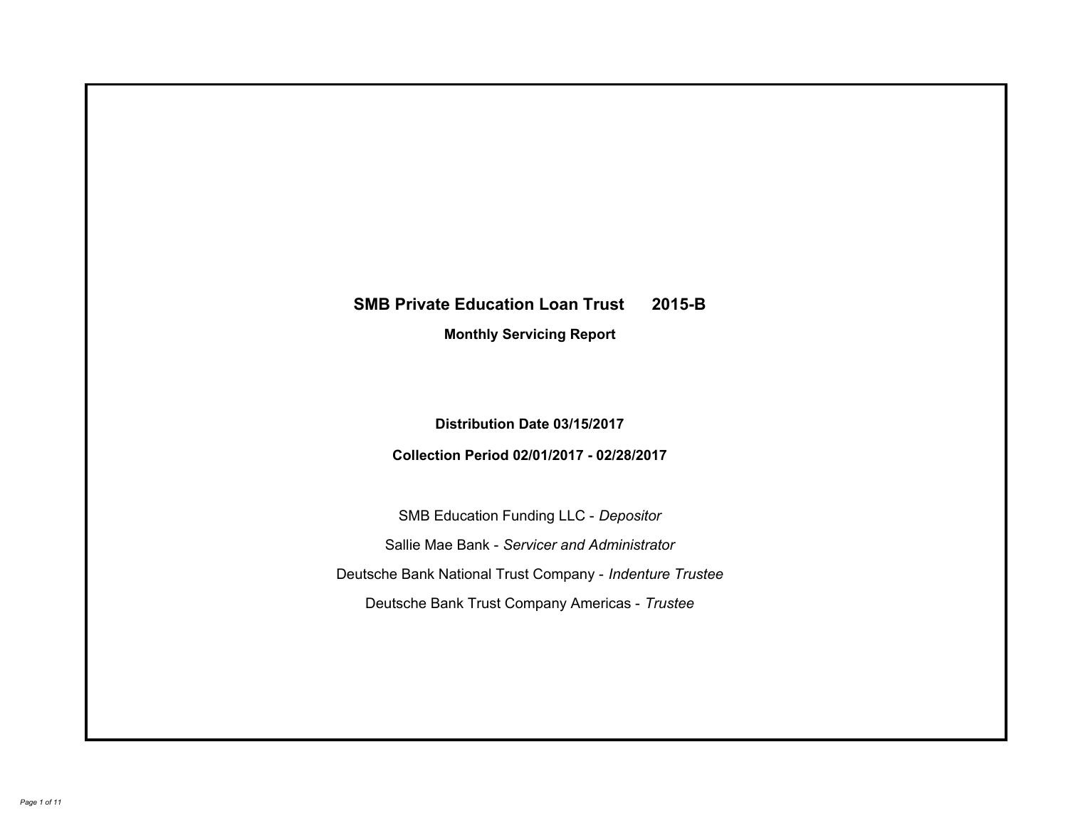# SMB Private Education Loan Trust 2015-B

## Monthly Servicing Report

**Distribution Date 03/15/2017**

**Collection Period 02/01/2017 - 02/28/2017**

SMB Education Funding LLC - *Depositor*

Sallie Mae Bank - *Servicer and Administrator*

Deutsche Bank National Trust Company - *Indenture Trustee*

Deutsche Bank Trust Company Americas - *Trustee*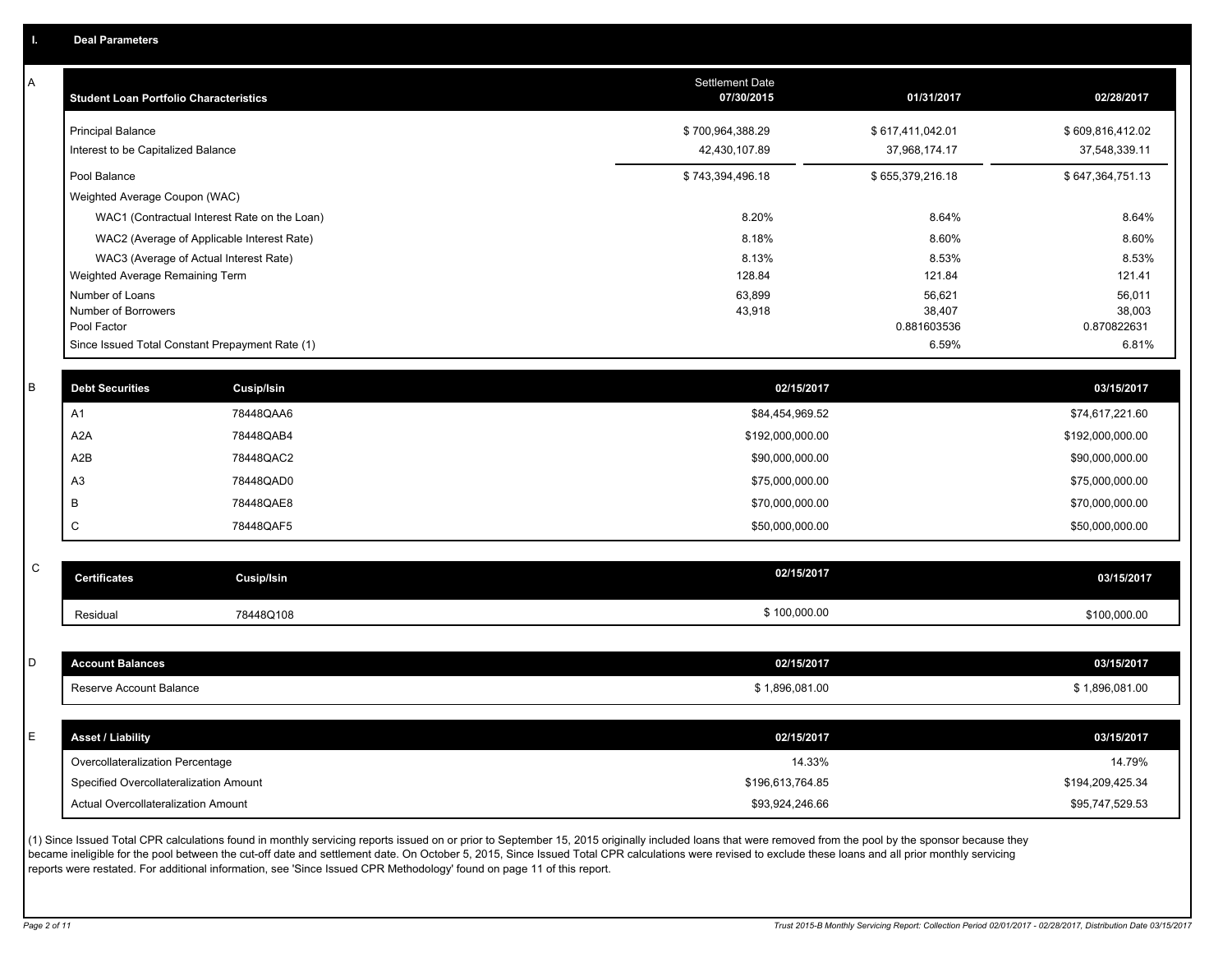## I. Deal Parameters

### A

| Student Loan Portfolio Characteristics | Settlement Date 07/30/2015 | 01/31/2017 | 02/28/2017 |
|---|---|---|---|
| Principal Balance | $ 700,964,388.29 | $ 617,411,042.01 | $ 609,816,412.02 |
| Interest to be Capitalized Balance | 42,430,107.89 | 37,968,174.17 | 37,548,339.11 |
| Pool Balance | $ 743,394,496.18 | $ 655,379,216.18 | $ 647,364,751.13 |
| Weighted Average Coupon (WAC) | | | |
| WAC1 (Contractual Interest Rate on the Loan) | 8.20% | 8.64% | 8.64% |
| WAC2 (Average of Applicable Interest Rate) | 8.18% | 8.60% | 8.60% |
| WAC3 (Average of Actual Interest Rate) | 8.13% | 8.53% | 8.53% |
| Weighted Average Remaining Term | 128.84 | 121.84 | 121.41 |
| Number of Loans | 63,899 | 56,621 | 56,011 |
| Number of Borrowers | 43,918 | 38,407 | 38,003 |
| Pool Factor | | 0.881603536 | 0.870822631 |
| Since Issued Total Constant Prepayment Rate (1) | | 6.59% | 6.81% |

### B

| Debt Securities | Cusip/Isin | 02/15/2017 | 03/15/2017 |
|---|---|---|---|
| A1 | 78448QAA6 | $84,454,969.52 | $74,617,221.60 |
| A2A | 78448QAB4 | $192,000,000.00 | $192,000,000.00 |
| A2B | 78448QAC2 | $90,000,000.00 | $90,000,000.00 |
| A3 | 78448QAD0 | $75,000,000.00 | $75,000,000.00 |
| B | 78448QAE8 | $70,000,000.00 | $70,000,000.00 |
| C | 78448QAF5 | $50,000,000.00 | $50,000,000.00 |

### C

| Certificates | Cusip/Isin | 02/15/2017 | 03/15/2017 |
|---|---|---|---|
| Residual | 78448Q108 | $ 100,000.00 | $100,000.00 |

### D

| Account Balances | 02/15/2017 | 03/15/2017 |
|---|---|---|
| Reserve Account Balance | $ 1,896,081.00 | $ 1,896,081.00 |

### E

| Asset / Liability | 02/15/2017 | 03/15/2017 |
|---|---|---|
| Overcollateralization Percentage | 14.33% | 14.79% |
| Specified Overcollateralization Amount | $196,613,764.85 | $194,209,425.34 |
| Actual Overcollateralization Amount | $93,924,246.66 | $95,747,529.53 |

(1) Since Issued Total CPR calculations found in monthly servicing reports issued on or prior to September 15, 2015 originally included loans that were removed from the pool by the sponsor because they became ineligible for the pool between the cut-off date and settlement date. On October 5, 2015, Since Issued Total CPR calculations were revised to exclude these loans and all prior monthly servicing reports were restated. For additional information, see 'Since Issued CPR Methodology' found on page 11 of this report.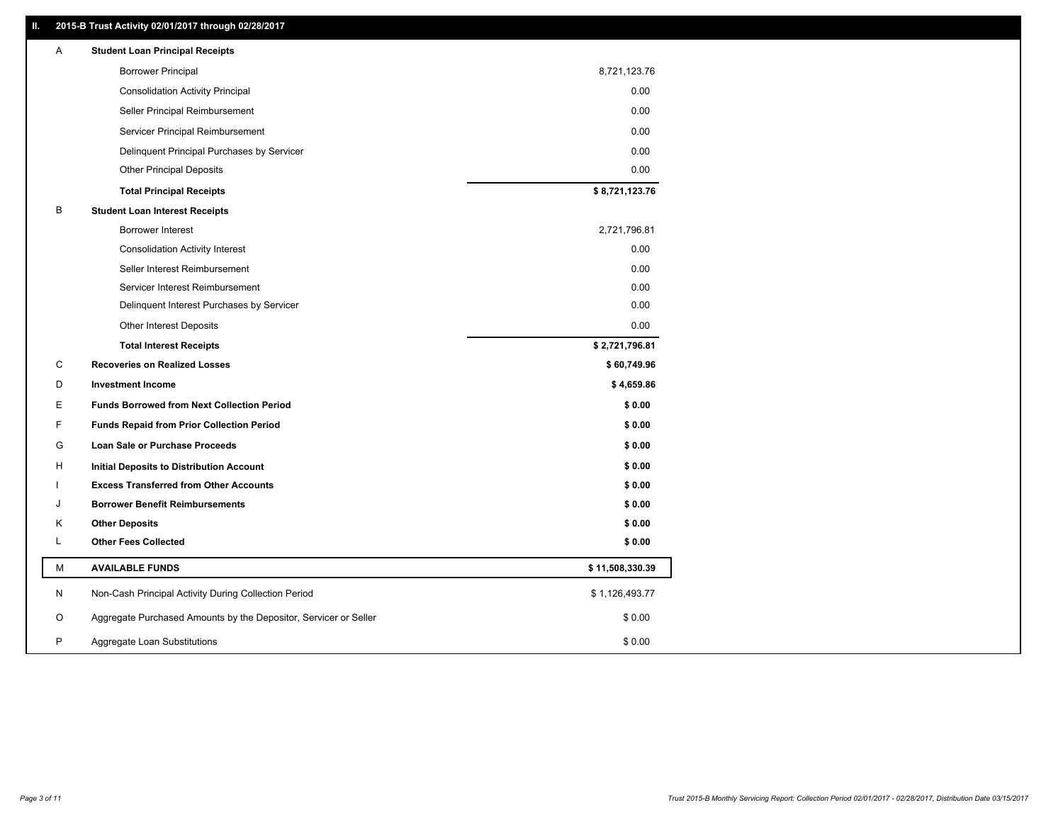## II. 2015-B Trust Activity 02/01/2017 through 02/28/2017

| | | |
|---|---|---|
| A | **Student Loan Principal Receipts** | |
| | Borrower Principal | 8,721,123.76 |
| | Consolidation Activity Principal | 0.00 |
| | Seller Principal Reimbursement | 0.00 |
| | Servicer Principal Reimbursement | 0.00 |
| | Delinquent Principal Purchases by Servicer | 0.00 |
| | Other Principal Deposits | 0.00 |
| | **Total Principal Receipts** | **$ 8,721,123.76** |
| B | **Student Loan Interest Receipts** | |
| | Borrower Interest | 2,721,796.81 |
| | Consolidation Activity Interest | 0.00 |
| | Seller Interest Reimbursement | 0.00 |
| | Servicer Interest Reimbursement | 0.00 |
| | Delinquent Interest Purchases by Servicer | 0.00 |
| | Other Interest Deposits | 0.00 |
| | **Total Interest Receipts** | **$ 2,721,796.81** |
| C | **Recoveries on Realized Losses** | **$ 60,749.96** |
| D | **Investment Income** | **$ 4,659.86** |
| E | **Funds Borrowed from Next Collection Period** | **$ 0.00** |
| F | **Funds Repaid from Prior Collection Period** | **$ 0.00** |
| G | **Loan Sale or Purchase Proceeds** | **$ 0.00** |
| H | **Initial Deposits to Distribution Account** | **$ 0.00** |
| I | **Excess Transferred from Other Accounts** | **$ 0.00** |
| J | **Borrower Benefit Reimbursements** | **$ 0.00** |
| K | **Other Deposits** | **$ 0.00** |
| L | **Other Fees Collected** | **$ 0.00** |
| M | **AVAILABLE FUNDS** | **$ 11,508,330.39** |
| N | Non-Cash Principal Activity During Collection Period | $ 1,126,493.77 |
| O | Aggregate Purchased Amounts by the Depositor, Servicer or Seller | $ 0.00 |
| P | Aggregate Loan Substitutions | $ 0.00 |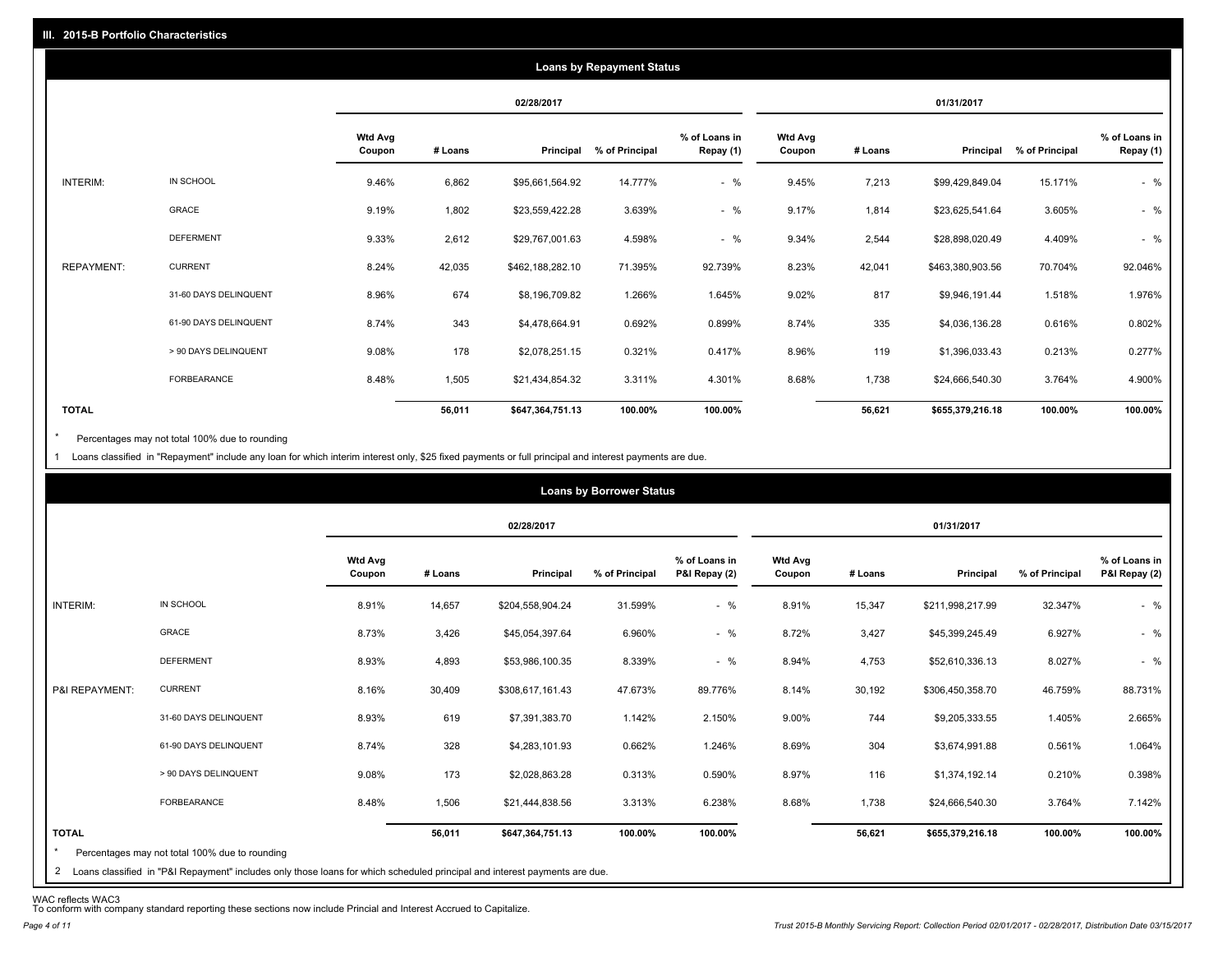## III. 2015-B Portfolio Characteristics

### Loans by Repayment Status

| | | 02/28/2017 | | | | | 01/31/2017 | | | | |
|---|---|---|---|---|---|---|---|---|---|---|---|
| | | Wtd Avg Coupon | # Loans | Principal | % of Principal | % of Loans in Repay (1) | Wtd Avg Coupon | # Loans | Principal | % of Principal | % of Loans in Repay (1) |
| INTERIM: | IN SCHOOL | 9.46% | 6,862 | $95,661,564.92 | 14.777% | - % | 9.45% | 7,213 | $99,429,849.04 | 15.171% | - % |
| | GRACE | 9.19% | 1,802 | $23,559,422.28 | 3.639% | - % | 9.17% | 1,814 | $23,625,541.64 | 3.605% | - % |
| | DEFERMENT | 9.33% | 2,612 | $29,767,001.63 | 4.598% | - % | 9.34% | 2,544 | $28,898,020.49 | 4.409% | - % |
| REPAYMENT: | CURRENT | 8.24% | 42,035 | $462,188,282.10 | 71.395% | 92.739% | 8.23% | 42,041 | $463,380,903.56 | 70.704% | 92.046% |
| | 31-60 DAYS DELINQUENT | 8.96% | 674 | $8,196,709.82 | 1.266% | 1.645% | 9.02% | 817 | $9,946,191.44 | 1.518% | 1.976% |
| | 61-90 DAYS DELINQUENT | 8.74% | 343 | $4,478,664.91 | 0.692% | 0.899% | 8.74% | 335 | $4,036,136.28 | 0.616% | 0.802% |
| | > 90 DAYS DELINQUENT | 9.08% | 178 | $2,078,251.15 | 0.321% | 0.417% | 8.96% | 119 | $1,396,033.43 | 0.213% | 0.277% |
| | FORBEARANCE | 8.48% | 1,505 | $21,434,854.32 | 3.311% | 4.301% | 8.68% | 1,738 | $24,666,540.30 | 3.764% | 4.900% |
| **TOTAL** | | | **56,011** | **$647,364,751.13** | **100.00%** | **100.00%** | | **56,621** | **$655,379,216.18** | **100.00%** | **100.00%** |

\* Percentages may not total 100% due to rounding

1 Loans classified in "Repayment" include any loan for which interim interest only, $25 fixed payments or full principal and interest payments are due.

### Loans by Borrower Status

| | | 02/28/2017 | | | | | 01/31/2017 | | | | |
|---|---|---|---|---|---|---|---|---|---|---|---|
| | | Wtd Avg Coupon | # Loans | Principal | % of Principal | % of Loans in P&I Repay (2) | Wtd Avg Coupon | # Loans | Principal | % of Principal | % of Loans in P&I Repay (2) |
| INTERIM: | IN SCHOOL | 8.91% | 14,657 | $204,558,904.24 | 31.599% | - % | 8.91% | 15,347 | $211,998,217.99 | 32.347% | - % |
| | GRACE | 8.73% | 3,426 | $45,054,397.64 | 6.960% | - % | 8.72% | 3,427 | $45,399,245.49 | 6.927% | - % |
| | DEFERMENT | 8.93% | 4,893 | $53,986,100.35 | 8.339% | - % | 8.94% | 4,753 | $52,610,336.13 | 8.027% | - % |
| P&I REPAYMENT: | CURRENT | 8.16% | 30,409 | $308,617,161.43 | 47.673% | 89.776% | 8.14% | 30,192 | $306,450,358.70 | 46.759% | 88.731% |
| | 31-60 DAYS DELINQUENT | 8.93% | 619 | $7,391,383.70 | 1.142% | 2.150% | 9.00% | 744 | $9,205,333.55 | 1.405% | 2.665% |
| | 61-90 DAYS DELINQUENT | 8.74% | 328 | $4,283,101.93 | 0.662% | 1.246% | 8.69% | 304 | $3,674,991.88 | 0.561% | 1.064% |
| | > 90 DAYS DELINQUENT | 9.08% | 173 | $2,028,863.28 | 0.313% | 0.590% | 8.97% | 116 | $1,374,192.14 | 0.210% | 0.398% |
| | FORBEARANCE | 8.48% | 1,506 | $21,444,838.56 | 3.313% | 6.238% | 8.68% | 1,738 | $24,666,540.30 | 3.764% | 7.142% |
| **TOTAL** | | | **56,011** | **$647,364,751.13** | **100.00%** | **100.00%** | | **56,621** | **$655,379,216.18** | **100.00%** | **100.00%** |

\* Percentages may not total 100% due to rounding

2 Loans classified in "P&I Repayment" includes only those loans for which scheduled principal and interest payments are due.

WAC reflects WAC3
To conform with company standard reporting these sections now include Princial and Interest Accrued to Capitalize.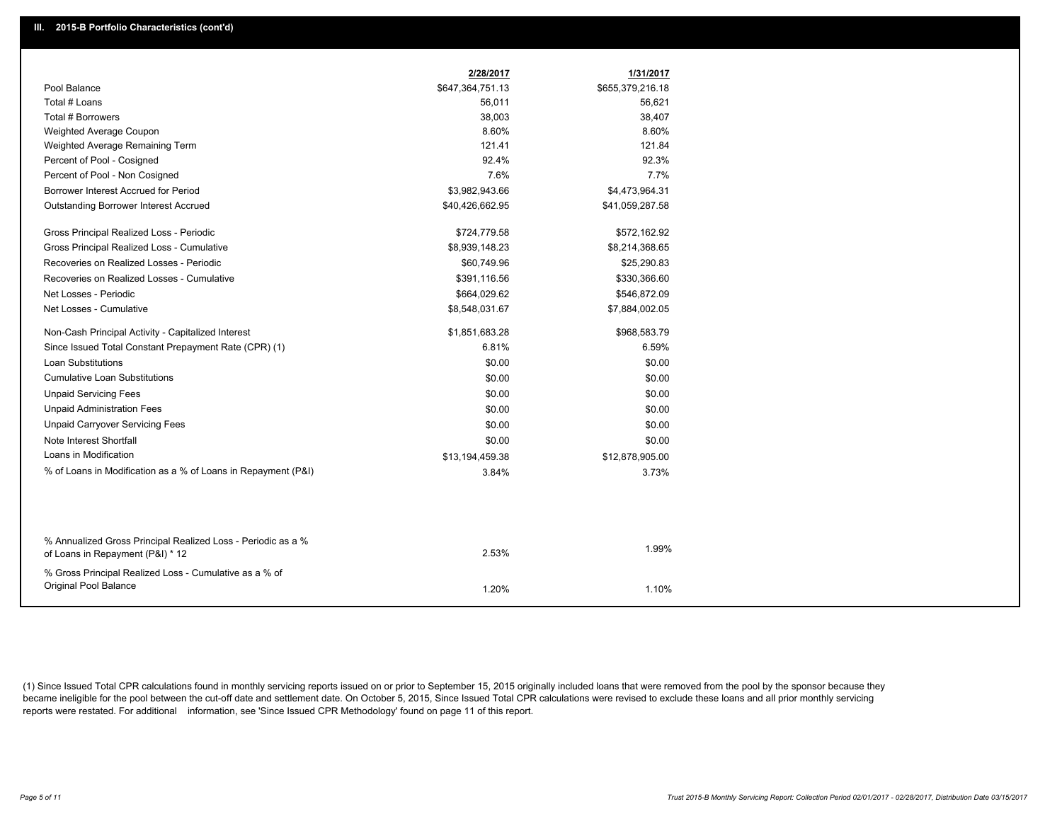## III. 2015-B Portfolio Characteristics (cont'd)

| | 2/28/2017 | 1/31/2017 |
|---|---|---|
| Pool Balance | $647,364,751.13 | $655,379,216.18 |
| Total # Loans | 56,011 | 56,621 |
| Total # Borrowers | 38,003 | 38,407 |
| Weighted Average Coupon | 8.60% | 8.60% |
| Weighted Average Remaining Term | 121.41 | 121.84 |
| Percent of Pool - Cosigned | 92.4% | 92.3% |
| Percent of Pool - Non Cosigned | 7.6% | 7.7% |
| Borrower Interest Accrued for Period | $3,982,943.66 | $4,473,964.31 |
| Outstanding Borrower Interest Accrued | $40,426,662.95 | $41,059,287.58 |
| Gross Principal Realized Loss - Periodic | $724,779.58 | $572,162.92 |
| Gross Principal Realized Loss - Cumulative | $8,939,148.23 | $8,214,368.65 |
| Recoveries on Realized Losses - Periodic | $60,749.96 | $25,290.83 |
| Recoveries on Realized Losses - Cumulative | $391,116.56 | $330,366.60 |
| Net Losses - Periodic | $664,029.62 | $546,872.09 |
| Net Losses - Cumulative | $8,548,031.67 | $7,884,002.05 |
| Non-Cash Principal Activity - Capitalized Interest | $1,851,683.28 | $968,583.79 |
| Since Issued Total Constant Prepayment Rate (CPR) (1) | 6.81% | 6.59% |
| Loan Substitutions | $0.00 | $0.00 |
| Cumulative Loan Substitutions | $0.00 | $0.00 |
| Unpaid Servicing Fees | $0.00 | $0.00 |
| Unpaid Administration Fees | $0.00 | $0.00 |
| Unpaid Carryover Servicing Fees | $0.00 | $0.00 |
| Note Interest Shortfall | $0.00 | $0.00 |
| Loans in Modification | $13,194,459.38 | $12,878,905.00 |
| % of Loans in Modification as a % of Loans in Repayment (P&I) | 3.84% | 3.73% |
| % Annualized Gross Principal Realized Loss - Periodic as a % of Loans in Repayment (P&I) * 12 | 2.53% | 1.99% |
| % Gross Principal Realized Loss - Cumulative as a % of Original Pool Balance | 1.20% | 1.10% |

(1) Since Issued Total CPR calculations found in monthly servicing reports issued on or prior to September 15, 2015 originally included loans that were removed from the pool by the sponsor because they became ineligible for the pool between the cut-off date and settlement date. On October 5, 2015, Since Issued Total CPR calculations were revised to exclude these loans and all prior monthly servicing reports were restated. For additional information, see 'Since Issued CPR Methodology' found on page 11 of this report.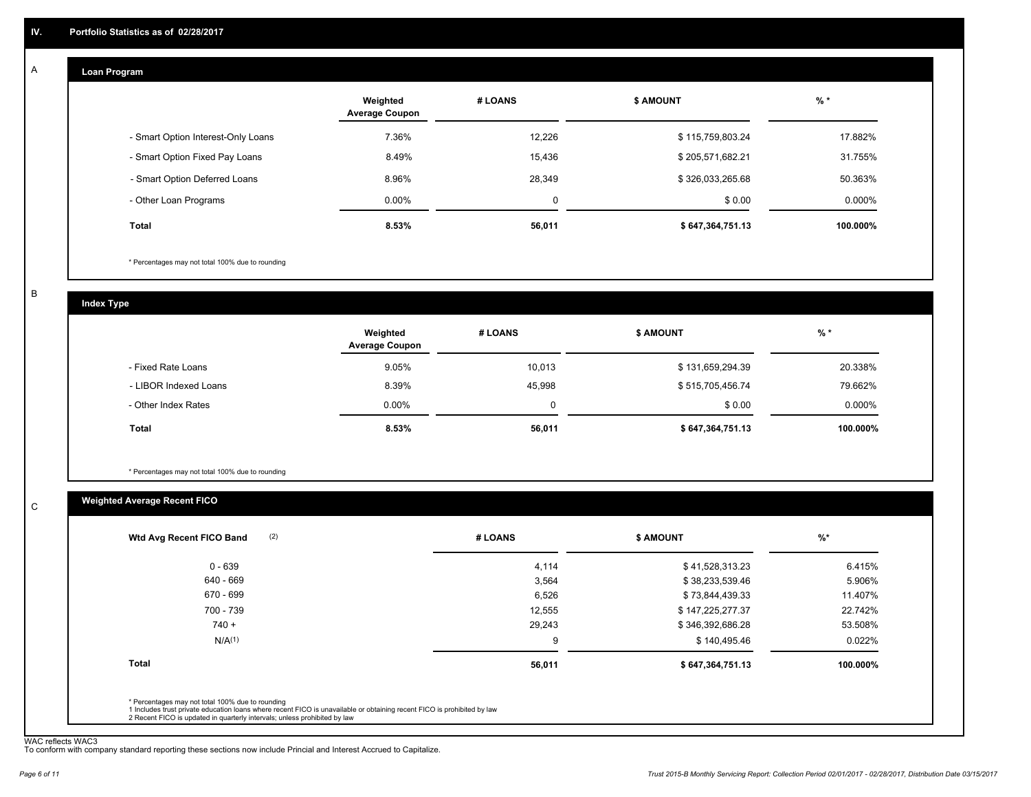## IV. Portfolio Statistics as of 02/28/2017

### A — Loan Program

| | Weighted Average Coupon | # LOANS | $ AMOUNT | % * |
|---|---|---|---|---|
| - Smart Option Interest-Only Loans | 7.36% | 12,226 | $ 115,759,803.24 | 17.882% |
| - Smart Option Fixed Pay Loans | 8.49% | 15,436 | $ 205,571,682.21 | 31.755% |
| - Smart Option Deferred Loans | 8.96% | 28,349 | $ 326,033,265.68 | 50.363% |
| - Other Loan Programs | 0.00% | 0 | $ 0.00 | 0.000% |
| **Total** | **8.53%** | **56,011** | **$ 647,364,751.13** | **100.000%** |

* Percentages may not total 100% due to rounding

### B — Index Type

| | Weighted Average Coupon | # LOANS | $ AMOUNT | % * |
|---|---|---|---|---|
| - Fixed Rate Loans | 9.05% | 10,013 | $ 131,659,294.39 | 20.338% |
| - LIBOR Indexed Loans | 8.39% | 45,998 | $ 515,705,456.74 | 79.662% |
| - Other Index Rates | 0.00% | 0 | $ 0.00 | 0.000% |
| **Total** | **8.53%** | **56,011** | **$ 647,364,751.13** | **100.000%** |

* Percentages may not total 100% due to rounding

### C — Weighted Average Recent FICO

| Wtd Avg Recent FICO Band (2) | # LOANS | $ AMOUNT | %* |
|---|---|---|---|
| 0 - 639 | 4,114 | $ 41,528,313.23 | 6.415% |
| 640 - 669 | 3,564 | $ 38,233,539.46 | 5.906% |
| 670 - 699 | 6,526 | $ 73,844,439.33 | 11.407% |
| 700 - 739 | 12,555 | $ 147,225,277.37 | 22.742% |
| 740 + | 29,243 | $ 346,392,686.28 | 53.508% |
| N/A(1) | 9 | $ 140,495.46 | 0.022% |
| **Total** | **56,011** | **$ 647,364,751.13** | **100.000%** |

* Percentages may not total 100% due to rounding
1 Includes trust private education loans where recent FICO is unavailable or obtaining recent FICO is prohibited by law
2 Recent FICO is updated in quarterly intervals; unless prohibited by law

WAC reflects WAC3
To conform with company standard reporting these sections now include Princial and Interest Accrued to Capitalize.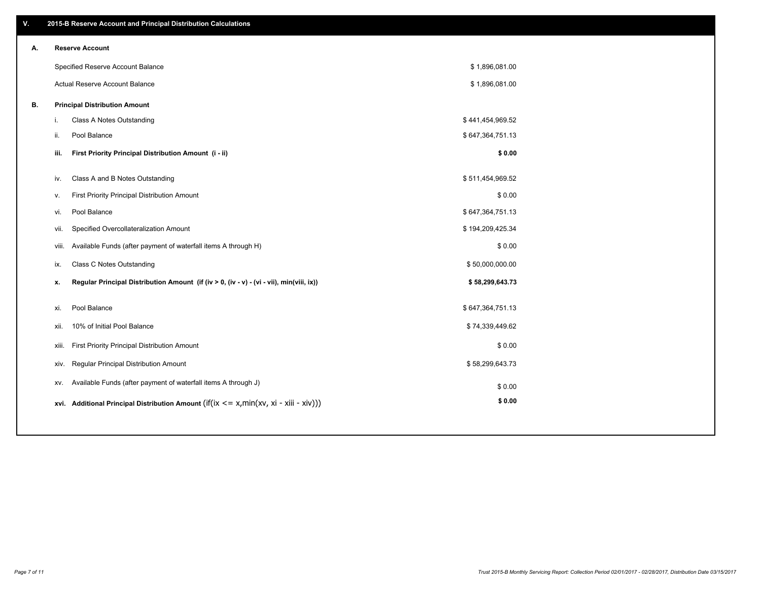## V. 2015-B Reserve Account and Principal Distribution Calculations

### A. Reserve Account

| | |
|---|---|
| Specified Reserve Account Balance | $ 1,896,081.00 |
| Actual Reserve Account Balance | $ 1,896,081.00 |

### B. Principal Distribution Amount

| | | |
|---|---|---|
| i. | Class A Notes Outstanding | $ 441,454,969.52 |
| ii. | Pool Balance | $ 647,364,751.13 |
| **iii.** | **First Priority Principal Distribution Amount (i - ii)** | **$ 0.00** |
| iv. | Class A and B Notes Outstanding | $ 511,454,969.52 |
| v. | First Priority Principal Distribution Amount | $ 0.00 |
| vi. | Pool Balance | $ 647,364,751.13 |
| vii. | Specified Overcollateralization Amount | $ 194,209,425.34 |
| viii. | Available Funds (after payment of waterfall items A through H) | $ 0.00 |
| ix. | Class C Notes Outstanding | $ 50,000,000.00 |
| **x.** | **Regular Principal Distribution Amount (if (iv > 0, (iv - v) - (vi - vii), min(viii, ix))** | **$ 58,299,643.73** |
| xi. | Pool Balance | $ 647,364,751.13 |
| xii. | 10% of Initial Pool Balance | $ 74,339,449.62 |
| xiii. | First Priority Principal Distribution Amount | $ 0.00 |
| xiv. | Regular Principal Distribution Amount | $ 58,299,643.73 |
| xv. | Available Funds (after payment of waterfall items A through J) | $ 0.00 |
| **xvi.** | **Additional Principal Distribution Amount** (if(ix <= x,min(xv, xi - xiii - xiv))) | **$ 0.00** |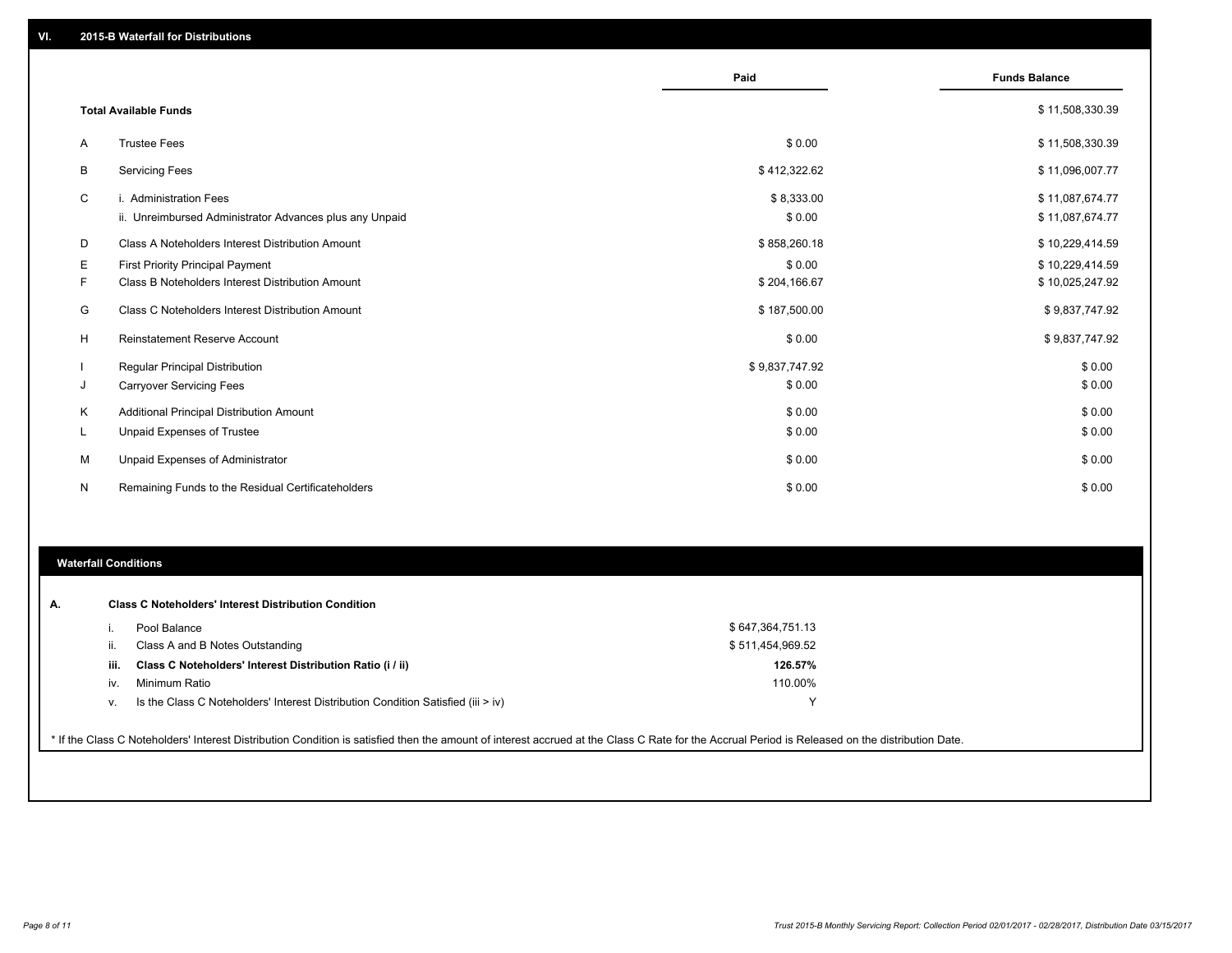## VI. 2015-B Waterfall for Distributions

| | | Paid | Funds Balance |
|---|---|---|---|
| | **Total Available Funds** | | $ 11,508,330.39 |
| A | Trustee Fees | $ 0.00 | $ 11,508,330.39 |
| B | Servicing Fees | $ 412,322.62 | $ 11,096,007.77 |
| C | i. Administration Fees | $ 8,333.00 | $ 11,087,674.77 |
| | ii. Unreimbursed Administrator Advances plus any Unpaid | $ 0.00 | $ 11,087,674.77 |
| D | Class A Noteholders Interest Distribution Amount | $ 858,260.18 | $ 10,229,414.59 |
| E | First Priority Principal Payment | $ 0.00 | $ 10,229,414.59 |
| F | Class B Noteholders Interest Distribution Amount | $ 204,166.67 | $ 10,025,247.92 |
| G | Class C Noteholders Interest Distribution Amount | $ 187,500.00 | $ 9,837,747.92 |
| H | Reinstatement Reserve Account | $ 0.00 | $ 9,837,747.92 |
| I | Regular Principal Distribution | $ 9,837,747.92 | $ 0.00 |
| J | Carryover Servicing Fees | $ 0.00 | $ 0.00 |
| K | Additional Principal Distribution Amount | $ 0.00 | $ 0.00 |
| L | Unpaid Expenses of Trustee | $ 0.00 | $ 0.00 |
| M | Unpaid Expenses of Administrator | $ 0.00 | $ 0.00 |
| N | Remaining Funds to the Residual Certificateholders | $ 0.00 | $ 0.00 |

## Waterfall Conditions

**A. Class C Noteholders' Interest Distribution Condition**

| | | |
|---|---|---|
| i. | Pool Balance | $ 647,364,751.13 |
| ii. | Class A and B Notes Outstanding | $ 511,454,969.52 |
| **iii.** | **Class C Noteholders' Interest Distribution Ratio (i / ii)** | **126.57%** |
| iv. | Minimum Ratio | 110.00% |
| v. | Is the Class C Noteholders' Interest Distribution Condition Satisfied (iii > iv) | Y |

* If the Class C Noteholders' Interest Distribution Condition is satisfied then the amount of interest accrued at the Class C Rate for the Accrual Period is Released on the distribution Date.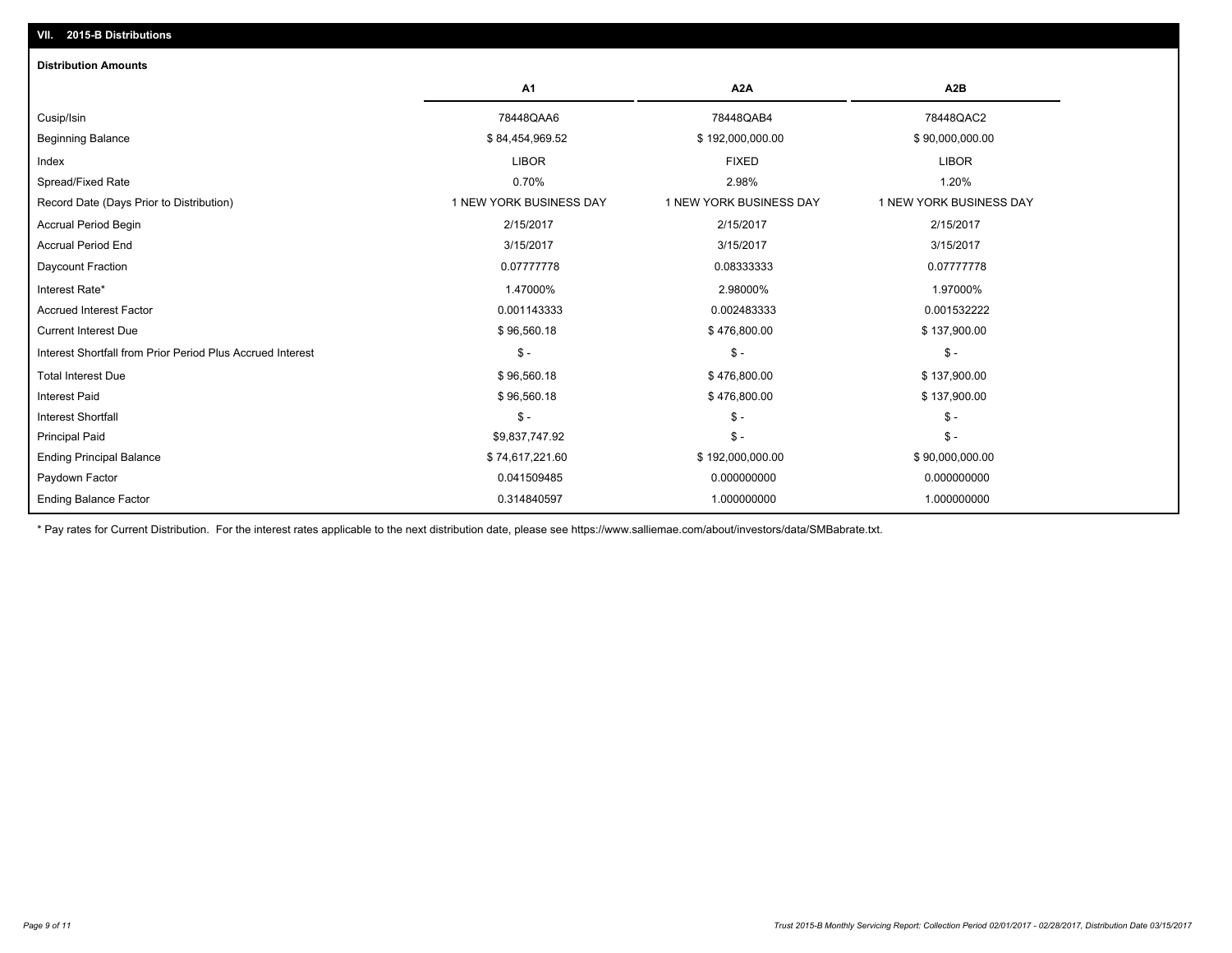## VII. 2015-B Distributions

### Distribution Amounts

| | A1 | A2A | A2B |
|---|---|---|---|
| Cusip/Isin | 78448QAA6 | 78448QAB4 | 78448QAC2 |
| Beginning Balance | $ 84,454,969.52 | $ 192,000,000.00 | $ 90,000,000.00 |
| Index | LIBOR | FIXED | LIBOR |
| Spread/Fixed Rate | 0.70% | 2.98% | 1.20% |
| Record Date (Days Prior to Distribution) | 1 NEW YORK BUSINESS DAY | 1 NEW YORK BUSINESS DAY | 1 NEW YORK BUSINESS DAY |
| Accrual Period Begin | 2/15/2017 | 2/15/2017 | 2/15/2017 |
| Accrual Period End | 3/15/2017 | 3/15/2017 | 3/15/2017 |
| Daycount Fraction | 0.07777778 | 0.08333333 | 0.07777778 |
| Interest Rate* | 1.47000% | 2.98000% | 1.97000% |
| Accrued Interest Factor | 0.001143333 | 0.002483333 | 0.001532222 |
| Current Interest Due | $ 96,560.18 | $ 476,800.00 | $ 137,900.00 |
| Interest Shortfall from Prior Period Plus Accrued Interest | $ - | $ - | $ - |
| Total Interest Due | $ 96,560.18 | $ 476,800.00 | $ 137,900.00 |
| Interest Paid | $ 96,560.18 | $ 476,800.00 | $ 137,900.00 |
| Interest Shortfall | $ - | $ - | $ - |
| Principal Paid | $9,837,747.92 | $ - | $ - |
| Ending Principal Balance | $ 74,617,221.60 | $ 192,000,000.00 | $ 90,000,000.00 |
| Paydown Factor | 0.041509485 | 0.000000000 | 0.000000000 |
| Ending Balance Factor | 0.314840597 | 1.000000000 | 1.000000000 |

* Pay rates for Current Distribution. For the interest rates applicable to the next distribution date, please see https://www.salliemae.com/about/investors/data/SMBabrate.txt.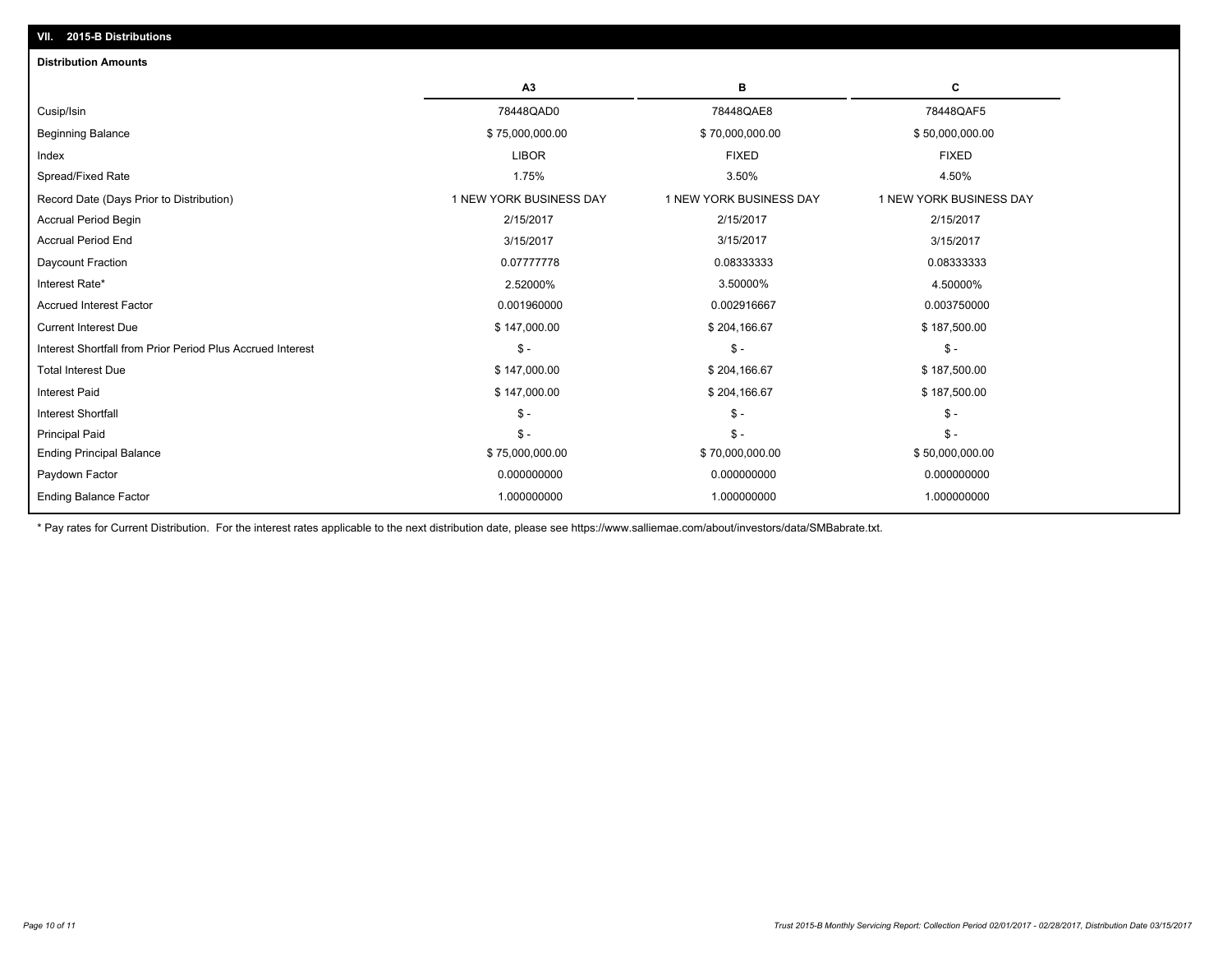## VII. 2015-B Distributions

### Distribution Amounts

| | A3 | B | C |
|---|---|---|---|
| Cusip/Isin | 78448QAD0 | 78448QAE8 | 78448QAF5 |
| Beginning Balance | $ 75,000,000.00 | $ 70,000,000.00 | $ 50,000,000.00 |
| Index | LIBOR | FIXED | FIXED |
| Spread/Fixed Rate | 1.75% | 3.50% | 4.50% |
| Record Date (Days Prior to Distribution) | 1 NEW YORK BUSINESS DAY | 1 NEW YORK BUSINESS DAY | 1 NEW YORK BUSINESS DAY |
| Accrual Period Begin | 2/15/2017 | 2/15/2017 | 2/15/2017 |
| Accrual Period End | 3/15/2017 | 3/15/2017 | 3/15/2017 |
| Daycount Fraction | 0.07777778 | 0.08333333 | 0.08333333 |
| Interest Rate* | 2.52000% | 3.50000% | 4.50000% |
| Accrued Interest Factor | 0.001960000 | 0.002916667 | 0.003750000 |
| Current Interest Due | $ 147,000.00 | $ 204,166.67 | $ 187,500.00 |
| Interest Shortfall from Prior Period Plus Accrued Interest | $ - | $ - | $ - |
| Total Interest Due | $ 147,000.00 | $ 204,166.67 | $ 187,500.00 |
| Interest Paid | $ 147,000.00 | $ 204,166.67 | $ 187,500.00 |
| Interest Shortfall | $ - | $ - | $ - |
| Principal Paid | $ - | $ - | $ - |
| Ending Principal Balance | $ 75,000,000.00 | $ 70,000,000.00 | $ 50,000,000.00 |
| Paydown Factor | 0.000000000 | 0.000000000 | 0.000000000 |
| Ending Balance Factor | 1.000000000 | 1.000000000 | 1.000000000 |

* Pay rates for Current Distribution. For the interest rates applicable to the next distribution date, please see https://www.salliemae.com/about/investors/data/SMBabrate.txt.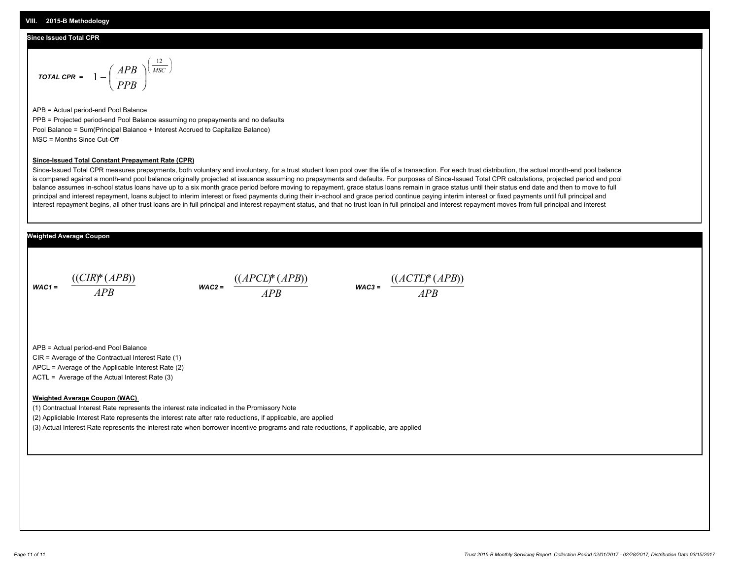## VIII. 2015-B Methodology

### Since Issued Total CPR

$$\textit{TOTAL CPR} = 1 - \left( \frac{APB}{PPB} \right)^{\left( \frac{12}{MSC} \right)}$$

APB = Actual period-end Pool Balance

PPB = Projected period-end Pool Balance assuming no prepayments and no defaults

Pool Balance = Sum(Principal Balance + Interest Accrued to Capitalize Balance)

MSC = Months Since Cut-Off

**Since-Issued Total Constant Prepayment Rate (CPR)**

Since-Issued Total CPR measures prepayments, both voluntary and involuntary, for a trust student loan pool over the life of a transaction. For each trust distribution, the actual month-end pool balance is compared against a month-end pool balance originally projected at issuance assuming no prepayments and defaults. For purposes of Since-Issued Total CPR calculations, projected period end pool balance assumes in-school status loans have up to a six month grace period before moving to repayment, grace status loans remain in grace status until their status end date and then to move to full principal and interest repayment, loans subject to interim interest or fixed payments during their in-school and grace period continue paying interim interest or fixed payments until full principal and interest repayment begins, all other trust loans are in full principal and interest repayment status, and that no trust loan in full principal and interest repayment moves from full principal and interest

### Weighted Average Coupon

$$\textit{WAC1} = \frac{((CIR)*(APB))}{APB} \qquad \textit{WAC2} = \frac{((APCL)*(APB))}{APB} \qquad \textit{WAC3} = \frac{((ACTL)*(APB))}{APB}$$

APB = Actual period-end Pool Balance

CIR = Average of the Contractual Interest Rate (1)

APCL = Average of the Applicable Interest Rate (2)

ACTL = Average of the Actual Interest Rate (3)

**Weighted Average Coupon (WAC)**

(1) Contractual Interest Rate represents the interest rate indicated in the Promissory Note

(2) Appliclable Interest Rate represents the interest rate after rate reductions, if applicable, are applied

(3) Actual Interest Rate represents the interest rate when borrower incentive programs and rate reductions, if applicable, are applied